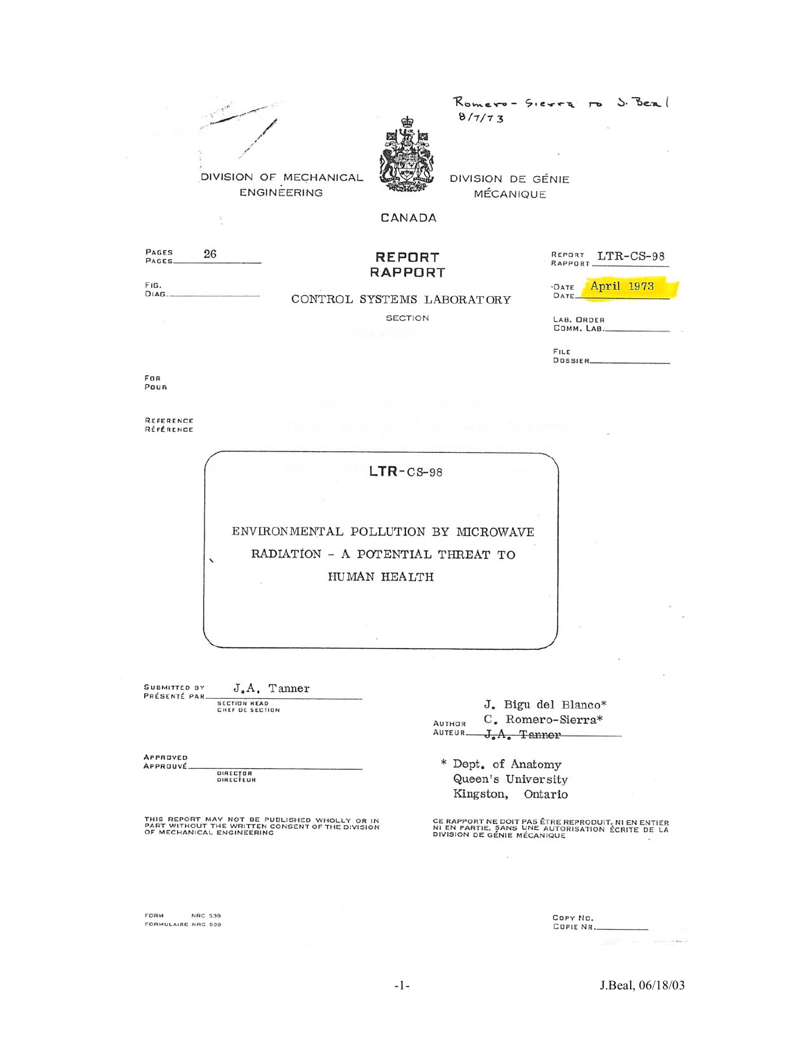Romero-Sierra to S. Beal
8/7/73

DIVISION OF MECHANICAL ENGINEERING

DIVISION DE GÉNIE MÉCANIQUE

CANADA

PAGES / PAGES 26

FIG. / DIAG.

# REPORT / RAPPORT

CONTROL SYSTEMS LABORATORY

SECTION

REPORT / RAPPORT LTR-CS-98

DATE / DATE April 1973

LAB. ORDER / COMM. LAB.

FILE / DOSSIER

FOR / POUR

REFERENCE / RÉFÉRENCE

## LTR-CS-98

## ENVIRONMENTAL POLLUTION BY MICROWAVE RADIATION - A POTENTIAL THREAT TO HUMAN HEALTH

SUBMITTED BY / PRÉSENTÉ PAR J.A. Tanner
SECTION HEAD / CHEF DE SECTION

AUTHOR / AUTEUR
J. Bigu del Blanco*
C. Romero-Sierra*
~~J.A. Tanner~~

APPROVED / APPROUVÉ
DIRECTOR / DIRECTEUR

\* Dept. of Anatomy
Queen's University
Kingston, Ontario

THIS REPORT MAY NOT BE PUBLISHED WHOLLY OR IN PART WITHOUT THE WRITTEN CONSENT OF THE DIVISION OF MECHANICAL ENGINEERING

CE RAPPORT NE DOIT PAS ÊTRE REPRODUIT, NI EN ENTIER NI EN PARTIE, SANS UNE AUTORISATION ÉCRITE DE LA DIVISION DE GÉNIE MÉCANIQUE

FORM NRC 539
FORMULAIRE NRC 539

COPY NO. / COPIE NR.

J.Beal, 06/18/03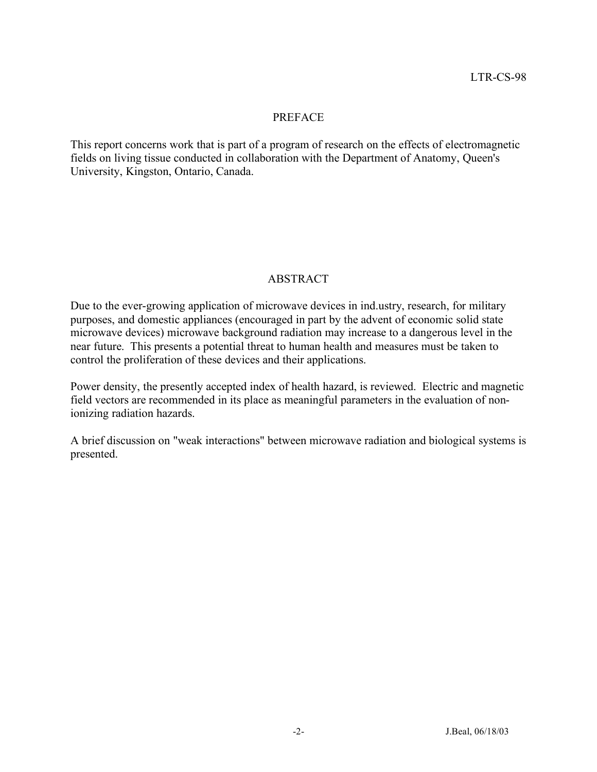## PREFACE

This report concerns work that is part of a program of research on the effects of electromagnetic fields on living tissue conducted in collaboration with the Department of Anatomy, Queen's University, Kingston, Ontario, Canada.

## ABSTRACT

Due to the ever-growing application of microwave devices in ind.ustry, research, for military purposes, and domestic appliances (encouraged in part by the advent of economic solid state microwave devices) microwave background radiation may increase to a dangerous level in the near future. This presents a potential threat to human health and measures must be taken to control the proliferation of these devices and their applications.

Power density, the presently accepted index of health hazard, is reviewed. Electric and magnetic field vectors are recommended in its place as meaningful parameters in the evaluation of non-ionizing radiation hazards.

A brief discussion on "weak interactions" between microwave radiation and biological systems is presented.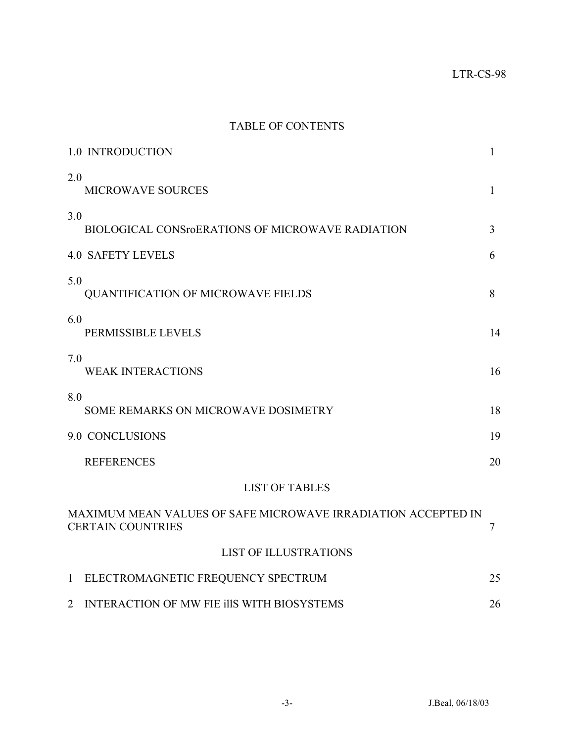# TABLE OF CONTENTS

| | | |
|---|---|---|
| 1.0 | INTRODUCTION | 1 |
| 2.0 | MICROWAVE SOURCES | 1 |
| 3.0 | BIOLOGICAL CONSroERATIONS OF MICROWAVE RADIATION | 3 |
| 4.0 | SAFETY LEVELS | 6 |
| 5.0 | QUANTIFICATION OF MICROWAVE FIELDS | 8 |
| 6.0 | PERMISSIBLE LEVELS | 14 |
| 7.0 | WEAK INTERACTIONS | 16 |
| 8.0 | SOME REMARKS ON MICROWAVE DOSIMETRY | 18 |
| 9.0 | CONCLUSIONS | 19 |
| | REFERENCES | 20 |

## LIST OF TABLES

| | |
|---|---|
| MAXIMUM MEAN VALUES OF SAFE MICROWAVE IRRADIATION ACCEPTED IN CERTAIN COUNTRIES | 7 |

## LIST OF ILLUSTRATIONS

| | | |
|---|---|---|
| 1 | ELECTROMAGNETIC FREQUENCY SPECTRUM | 25 |
| 2 | INTERACTION OF MW FIE illS WITH BIOSYSTEMS | 26 |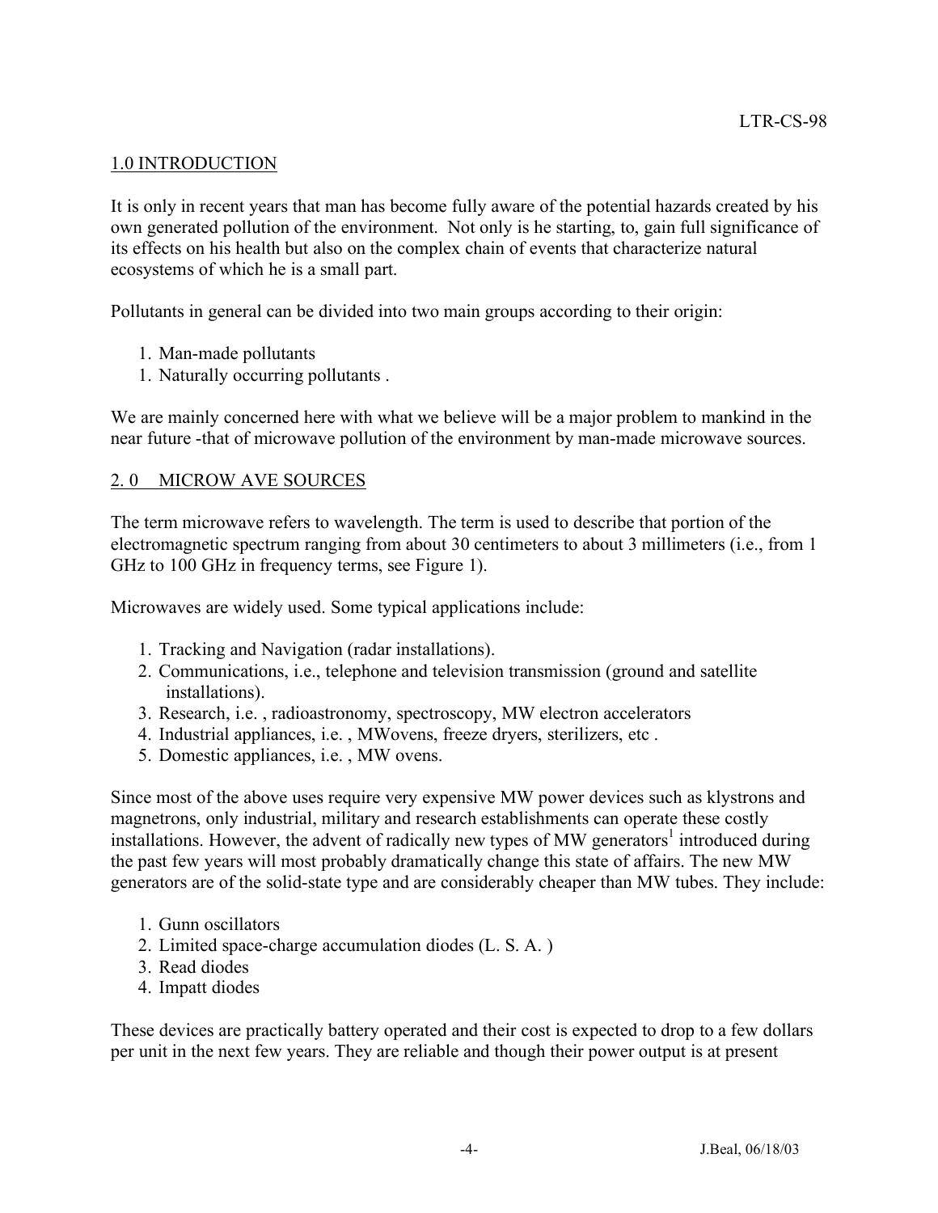## 1.0 INTRODUCTION

It is only in recent years that man has become fully aware of the potential hazards created by his own generated pollution of the environment. Not only is he starting, to, gain full significance of its effects on his health but also on the complex chain of events that characterize natural ecosystems of which he is a small part.

Pollutants in general can be divided into two main groups according to their origin:

1. Man-made pollutants
1. Naturally occurring pollutants .

We are mainly concerned here with what we believe will be a major problem to mankind in the near future -that of microwave pollution of the environment by man-made microwave sources.

## 2. 0 MICROW AVE SOURCES

The term microwave refers to wavelength. The term is used to describe that portion of the electromagnetic spectrum ranging from about 30 centimeters to about 3 millimeters (i.e., from 1 GHz to 100 GHz in frequency terms, see Figure 1).

Microwaves are widely used. Some typical applications include:

1. Tracking and Navigation (radar installations).
2. Communications, i.e., telephone and television transmission (ground and satellite installations).
3. Research, i.e. , radioastronomy, spectroscopy, MW electron accelerators
4. Industrial appliances, i.e. , MWovens, freeze dryers, sterilizers, etc .
5. Domestic appliances, i.e. , MW ovens.

Since most of the above uses require very expensive MW power devices such as klystrons and magnetrons, only industrial, military and research establishments can operate these costly installations. However, the advent of radically new types of MW generators[1] introduced during the past few years will most probably dramatically change this state of affairs. The new MW generators are of the solid-state type and are considerably cheaper than MW tubes. They include:

1. Gunn oscillators
2. Limited space-charge accumulation diodes (L. S. A. )
3. Read diodes
4. Impatt diodes

These devices are practically battery operated and their cost is expected to drop to a few dollars per unit in the next few years. They are reliable and though their power output is at present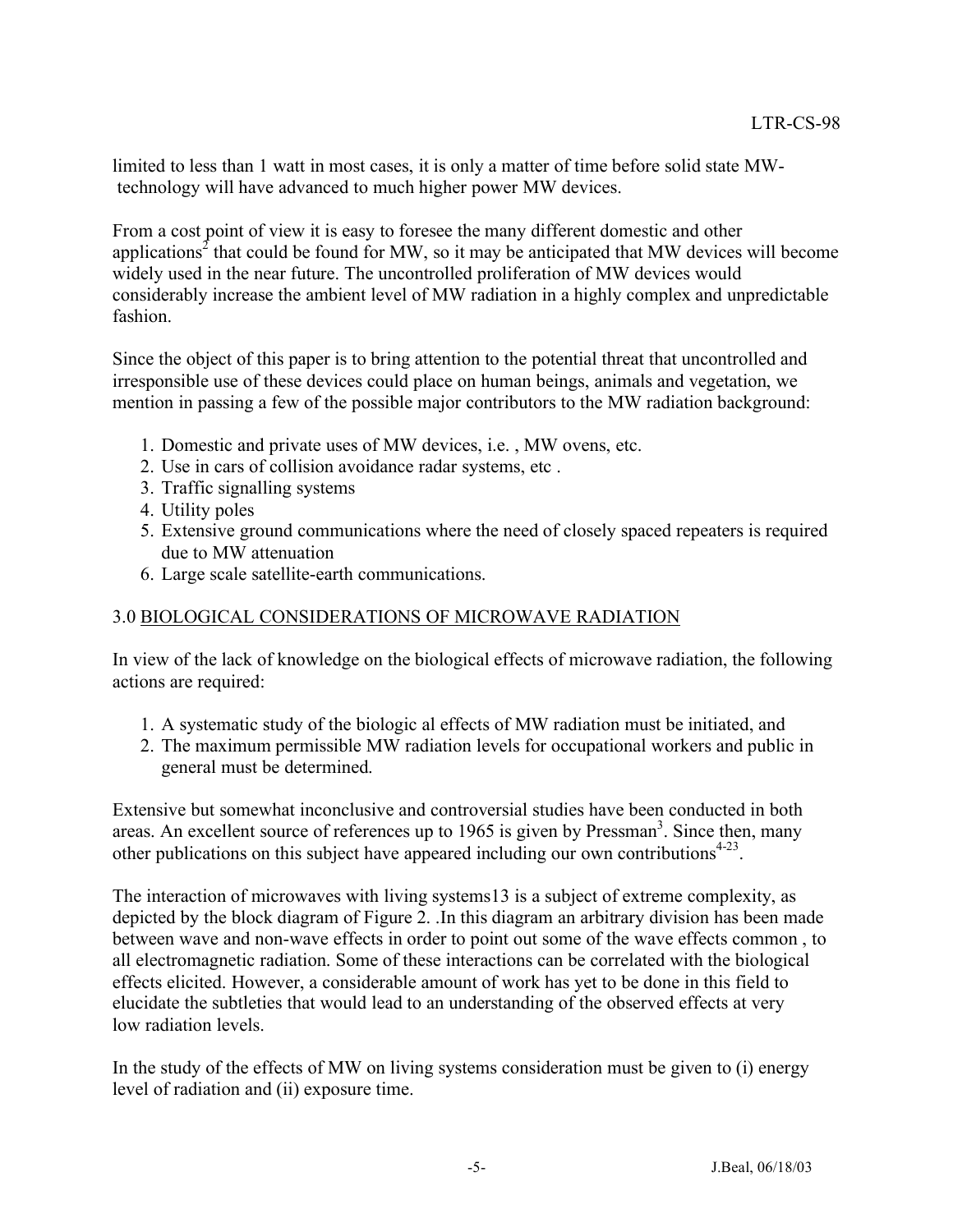limited to less than 1 watt in most cases, it is only a matter of time before solid state MW- technology will have advanced to much higher power MW devices.

From a cost point of view it is easy to foresee the many different domestic and other applications[2] that could be found for MW, so it may be anticipated that MW devices will become widely used in the near future. The uncontrolled proliferation of MW devices would considerably increase the ambient level of MW radiation in a highly complex and unpredictable fashion.

Since the object of this paper is to bring attention to the potential threat that uncontrolled and irresponsible use of these devices could place on human beings, animals and vegetation, we mention in passing a few of the possible major contributors to the MW radiation background:

1. Domestic and private uses of MW devices, i.e. , MW ovens, etc.
2. Use in cars of collision avoidance radar systems, etc .
3. Traffic signalling systems
4. Utility poles
5. Extensive ground communications where the need of closely spaced repeaters is required due to MW attenuation
6. Large scale satellite-earth communications.

## 3.0 BIOLOGICAL CONSIDERATIONS OF MICROWAVE RADIATION

In view of the lack of knowledge on the biological effects of microwave radiation, the following actions are required:

1. A systematic study of the biologic al effects of MW radiation must be initiated, and
2. The maximum permissible MW radiation levels for occupational workers and public in general must be determined.

Extensive but somewhat inconclusive and controversial studies have been conducted in both areas. An excellent source of references up to 1965 is given by Pressman[3]. Since then, many other publications on this subject have appeared including our own contributions[4-23].

The interaction of microwaves with living systems13 is a subject of extreme complexity, as depicted by the block diagram of Figure 2. .In this diagram an arbitrary division has been made between wave and non-wave effects in order to point out some of the wave effects common , to all electromagnetic radiation. Some of these interactions can be correlated with the biological effects elicited. However, a considerable amount of work has yet to be done in this field to elucidate the subtleties that would lead to an understanding of the observed effects at very low radiation levels.

In the study of the effects of MW on living systems consideration must be given to (i) energy level of radiation and (ii) exposure time.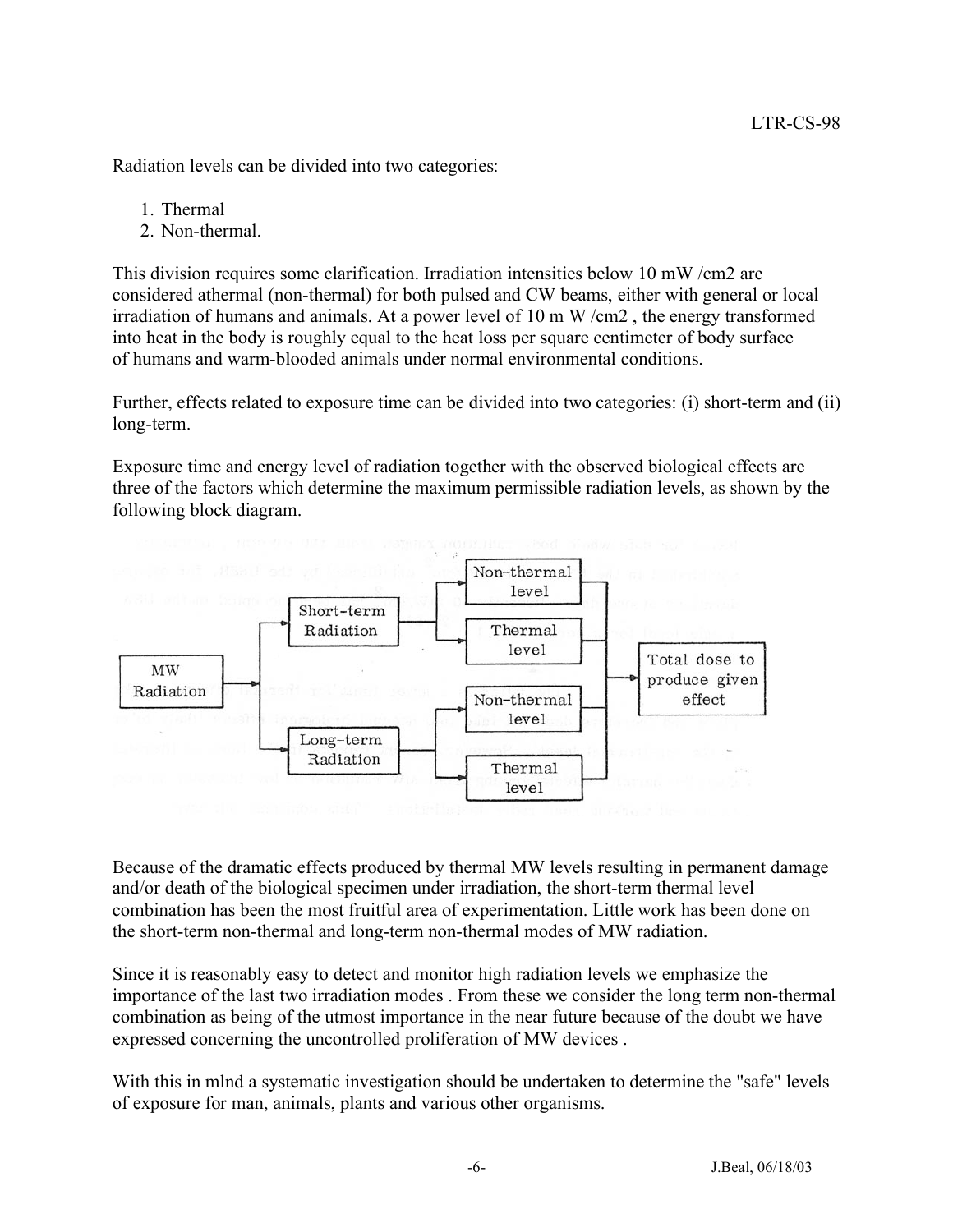Radiation levels can be divided into two categories:

1. Thermal
2. Non-thermal.

This division requires some clarification. Irradiation intensities below 10 mW /cm2 are considered athermal (non-thermal) for both pulsed and CW beams, either with general or local irradiation of humans and animals. At a power level of 10 m W /cm2 , the energy transformed into heat in the body is roughly equal to the heat loss per square centimeter of body surface of humans and warm-blooded animals under normal environmental conditions.

Further, effects related to exposure time can be divided into two categories: (i) short-term and (ii) long-term.

Exposure time and energy level of radiation together with the observed biological effects are three of the factors which determine the maximum permissible radiation levels, as shown by the following block diagram.

Because of the dramatic effects produced by thermal MW levels resulting in permanent damage and/or death of the biological specimen under irradiation, the short-term thermal level combination has been the most fruitful area of experimentation. Little work has been done on the short-term non-thermal and long-term non-thermal modes of MW radiation.

Since it is reasonably easy to detect and monitor high radiation levels we emphasize the importance of the last two irradiation modes . From these we consider the long term non-thermal combination as being of the utmost importance in the near future because of the doubt we have expressed concerning the uncontrolled proliferation of MW devices .

With this in mlnd a systematic investigation should be undertaken to determine the "safe" levels of exposure for man, animals, plants and various other organisms.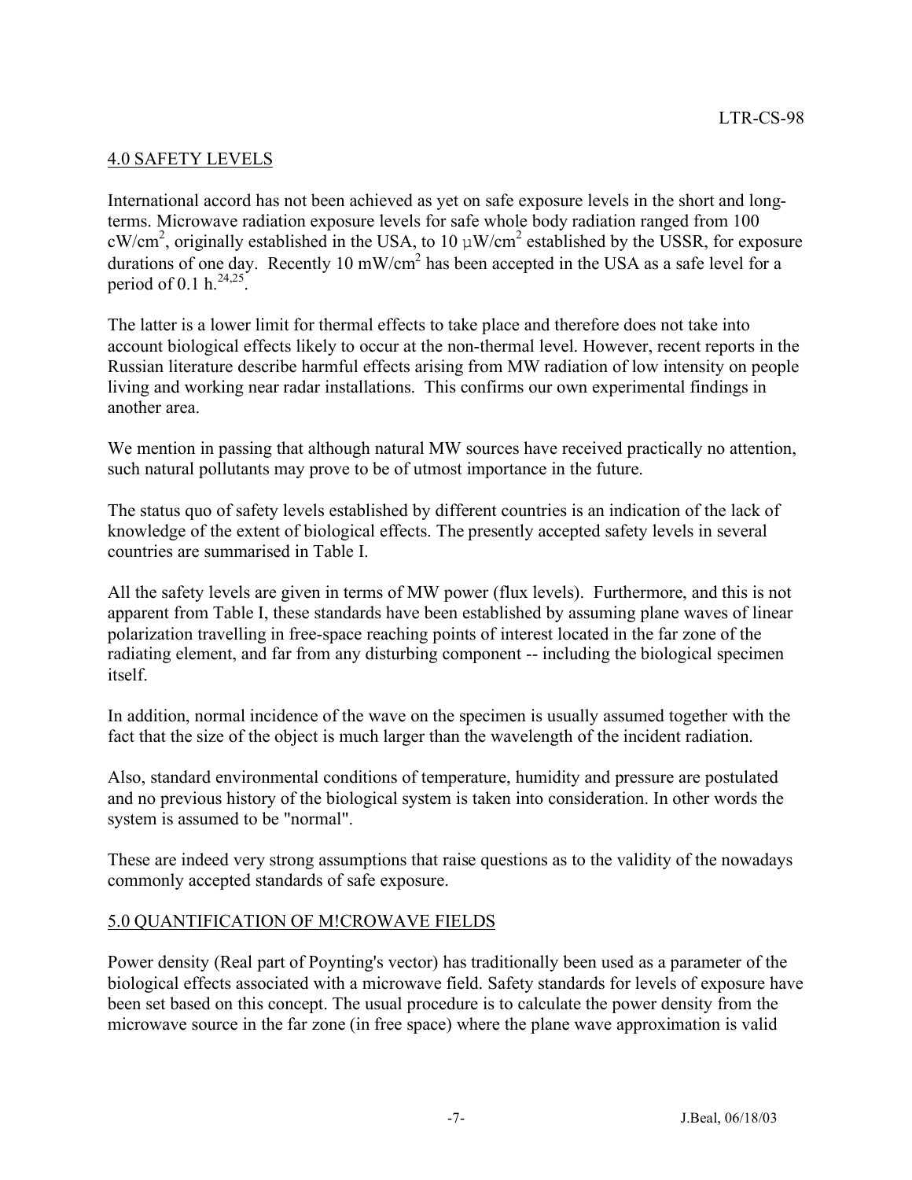## 4.0 SAFETY LEVELS

International accord has not been achieved as yet on safe exposure levels in the short and long-terms. Microwave radiation exposure levels for safe whole body radiation ranged from 100 $cW/cm^2$, originally established in the USA, to 10 $\mu W/cm^2$ established by the USSR, for exposure durations of one day. Recently 10 $mW/cm^2$ has been accepted in the USA as a safe level for a period of 0.1 h.[24,25].

The latter is a lower limit for thermal effects to take place and therefore does not take into account biological effects likely to occur at the non-thermal level. However, recent reports in the Russian literature describe harmful effects arising from MW radiation of low intensity on people living and working near radar installations. This confirms our own experimental findings in another area.

We mention in passing that although natural MW sources have received practically no attention, such natural pollutants may prove to be of utmost importance in the future.

The status quo of safety levels established by different countries is an indication of the lack of knowledge of the extent of biological effects. The presently accepted safety levels in several countries are summarised in Table I.

All the safety levels are given in terms of MW power (flux levels). Furthermore, and this is not apparent from Table I, these standards have been established by assuming plane waves of linear polarization travelling in free-space reaching points of interest located in the far zone of the radiating element, and far from any disturbing component -- including the biological specimen itself.

In addition, normal incidence of the wave on the specimen is usually assumed together with the fact that the size of the object is much larger than the wavelength of the incident radiation.

Also, standard environmental conditions of temperature, humidity and pressure are postulated and no previous history of the biological system is taken into consideration. In other words the system is assumed to be "normal".

These are indeed very strong assumptions that raise questions as to the validity of the nowadays commonly accepted standards of safe exposure.

## 5.0 QUANTIFICATION OF M!CROWAVE FIELDS

Power density (Real part of Poynting's vector) has traditionally been used as a parameter of the biological effects associated with a microwave field. Safety standards for levels of exposure have been set based on this concept. The usual procedure is to calculate the power density from the microwave source in the far zone (in free space) where the plane wave approximation is valid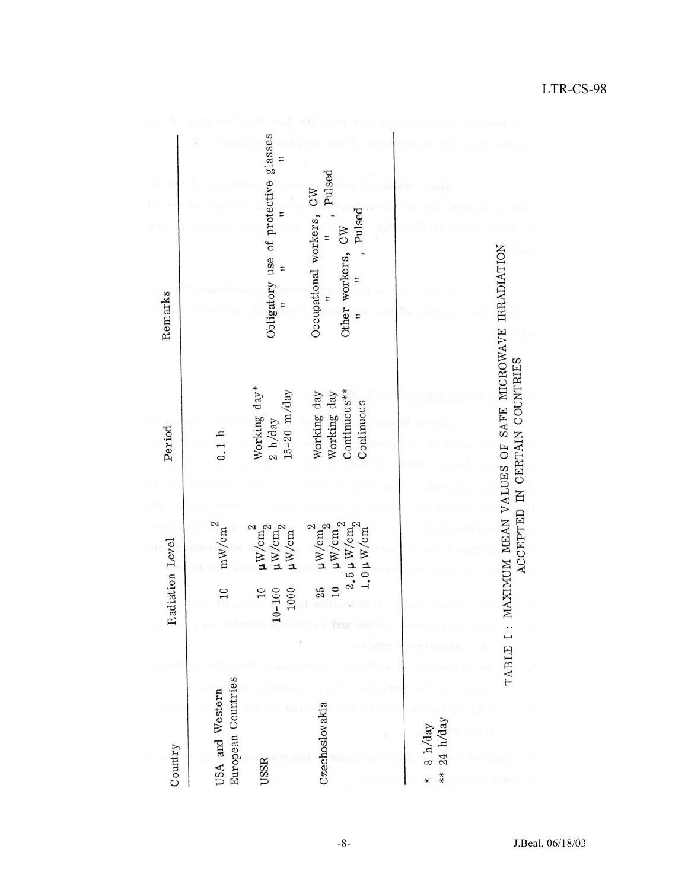| Country | Radiation Level | Period | Remarks |
|---|---|---|---|
| USA and Western European Countries | 10 mW/cm$^2$ | 0.1 h | |
| USSR | 10 μW/cm$^2$ | Working day* | |
| | 10–100 μW/cm$^2$ | 2 h/day | Obligatory use of protective glasses |
| | 1000 μW/cm$^2$ | 15–20 m/day | " " " " " |
| Czechoslovakia | 25 μW/cm$^2$ | Working day | Occupational workers, CW |
| | 10 μW/cm$^2$ | Working day | " " , Pulsed |
| | 2.5 μW/cm$^2$ | Continuous** | Other workers, CW |
| | 1.0 μW/cm$^2$ | Continuous | " " , Pulsed |

\* 8 h/day
\*\* 24 h/day

TABLE I : MAXIMUM MEAN VALUES OF SAFE MICROWAVE IRRADIATION ACCEPTED IN CERTAIN COUNTRIES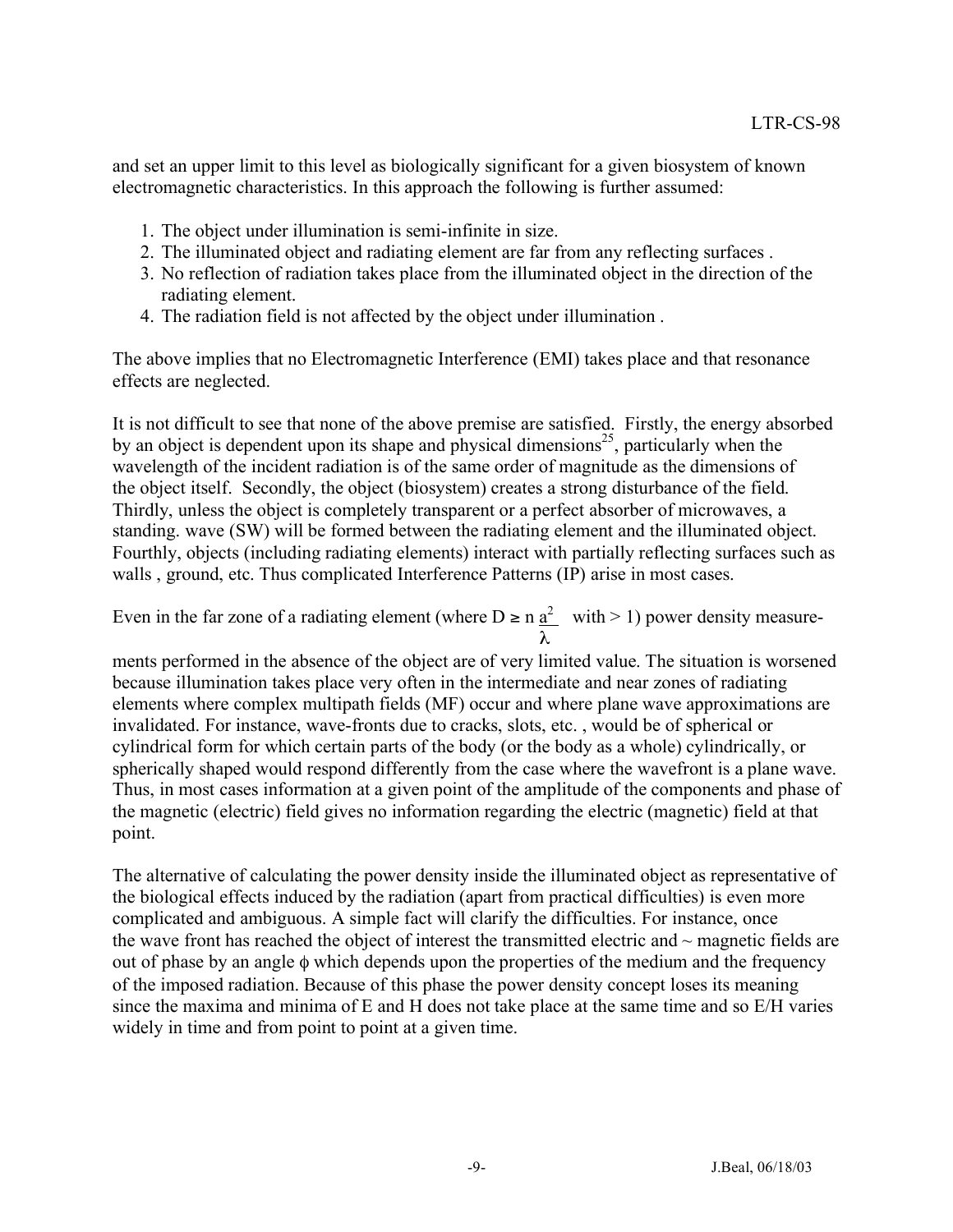and set an upper limit to this level as biologically significant for a given biosystem of known electromagnetic characteristics. In this approach the following is further assumed:

1. The object under illumination is semi-infinite in size.
2. The illuminated object and radiating element are far from any reflecting surfaces .
3. No reflection of radiation takes place from the illuminated object in the direction of the radiating element.
4. The radiation field is not affected by the object under illumination .

The above implies that no Electromagnetic Interference (EMI) takes place and that resonance effects are neglected.

It is not difficult to see that none of the above premise are satisfied. Firstly, the energy absorbed by an object is dependent upon its shape and physical dimensions[25], particularly when the wavelength of the incident radiation is of the same order of magnitude as the dimensions of the object itself. Secondly, the object (biosystem) creates a strong disturbance of the field. Thirdly, unless the object is completely transparent or a perfect absorber of microwaves, a standing. wave (SW) will be formed between the radiating element and the illuminated object. Fourthly, objects (including radiating elements) interact with partially reflecting surfaces such as walls , ground, etc. Thus complicated Interference Patterns (IP) arise in most cases.

Even in the far zone of a radiating element (where $D \geq n \frac{a^2}{\lambda}$ with > 1) power density measurements performed in the absence of the object are of very limited value. The situation is worsened because illumination takes place very often in the intermediate and near zones of radiating elements where complex multipath fields (MF) occur and where plane wave approximations are invalidated. For instance, wave-fronts due to cracks, slots, etc. , would be of spherical or cylindrical form for which certain parts of the body (or the body as a whole) cylindrically, or spherically shaped would respond differently from the case where the wavefront is a plane wave. Thus, in most cases information at a given point of the amplitude of the components and phase of the magnetic (electric) field gives no information regarding the electric (magnetic) field at that point.

The alternative of calculating the power density inside the illuminated object as representative of the biological effects induced by the radiation (apart from practical difficulties) is even more complicated and ambiguous. A simple fact will clarify the difficulties. For instance, once the wave front has reached the object of interest the transmitted electric and ~ magnetic fields are out of phase by an angle $\phi$ which depends upon the properties of the medium and the frequency of the imposed radiation. Because of this phase the power density concept loses its meaning since the maxima and minima of E and H does not take place at the same time and so E/H varies widely in time and from point to point at a given time.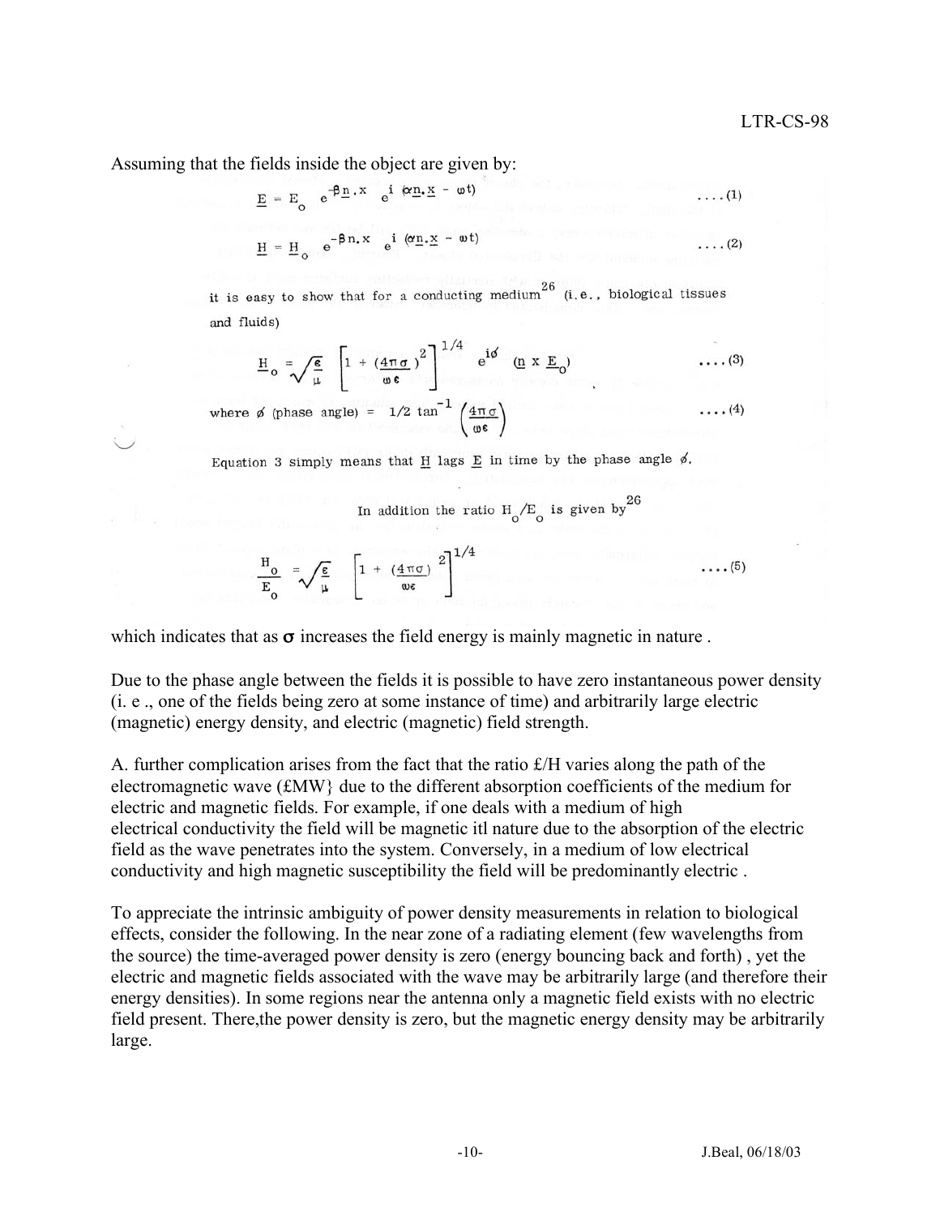Assuming that the fields inside the object are given by:

$$\underline{E} = E_o \; e^{-\beta \underline{n}.x} \; e^{i\,(\alpha \underline{n}.\underline{x} \;-\; \omega t)} \quad \ldots.(1)$$

$$\underline{H} = \underline{H}_o \; e^{-\beta n.x} \; e^{i\,(\alpha \underline{n}.\underline{x} \;-\; \omega t)} \quad \ldots.(2)$$

it is easy to show that for a conducting medium[26] (i.e., biological tissues and fluids)

$$\underline{H}_o = \sqrt{\frac{\varepsilon}{\mu}} \left[ 1 + \left(\frac{4\pi\sigma}{\omega\varepsilon}\right)^2 \right]^{1/4} e^{i\phi} \; (\underline{n} \times \underline{E}_o) \quad \ldots.(3)$$

where $\phi$ (phase angle) = $1/2 \tan^{-1}\left(\frac{4\pi\sigma}{\omega\varepsilon}\right)$ $\quad \ldots.(4)$

Equation 3 simply means that $\underline{H}$ lags $\underline{E}$ in time by the phase angle $\phi$.

In addition the ratio $H_o/E_o$ is given by[26]

$$\frac{H_o}{E_o} = \sqrt{\frac{\varepsilon}{\mu}} \left[ 1 + \frac{(4\pi\sigma)}{\omega\varepsilon}^2 \right]^{1/4} \quad \ldots.(5)$$

which indicates that as $\sigma$ increases the field energy is mainly magnetic in nature .

Due to the phase angle between the fields it is possible to have zero instantaneous power density (i. e ., one of the fields being zero at some instance of time) and arbitrarily large electric (magnetic) energy density, and electric (magnetic) field strength.

A. further complication arises from the fact that the ratio £/H varies along the path of the electromagnetic wave (£MW} due to the different absorption coefficients of the medium for electric and magnetic fields. For example, if one deals with a medium of high electrical conductivity the field will be magnetic itl nature due to the absorption of the electric field as the wave penetrates into the system. Conversely, in a medium of low electrical conductivity and high magnetic susceptibility the field will be predominantly electric .

To appreciate the intrinsic ambiguity of power density measurements in relation to biological effects, consider the following. In the near zone of a radiating element (few wavelengths from the source) the time-averaged power density is zero (energy bouncing back and forth) , yet the electric and magnetic fields associated with the wave may be arbitrarily large (and therefore their energy densities). In some regions near the antenna only a magnetic field exists with no electric field present. There,the power density is zero, but the magnetic energy density may be arbitrarily large.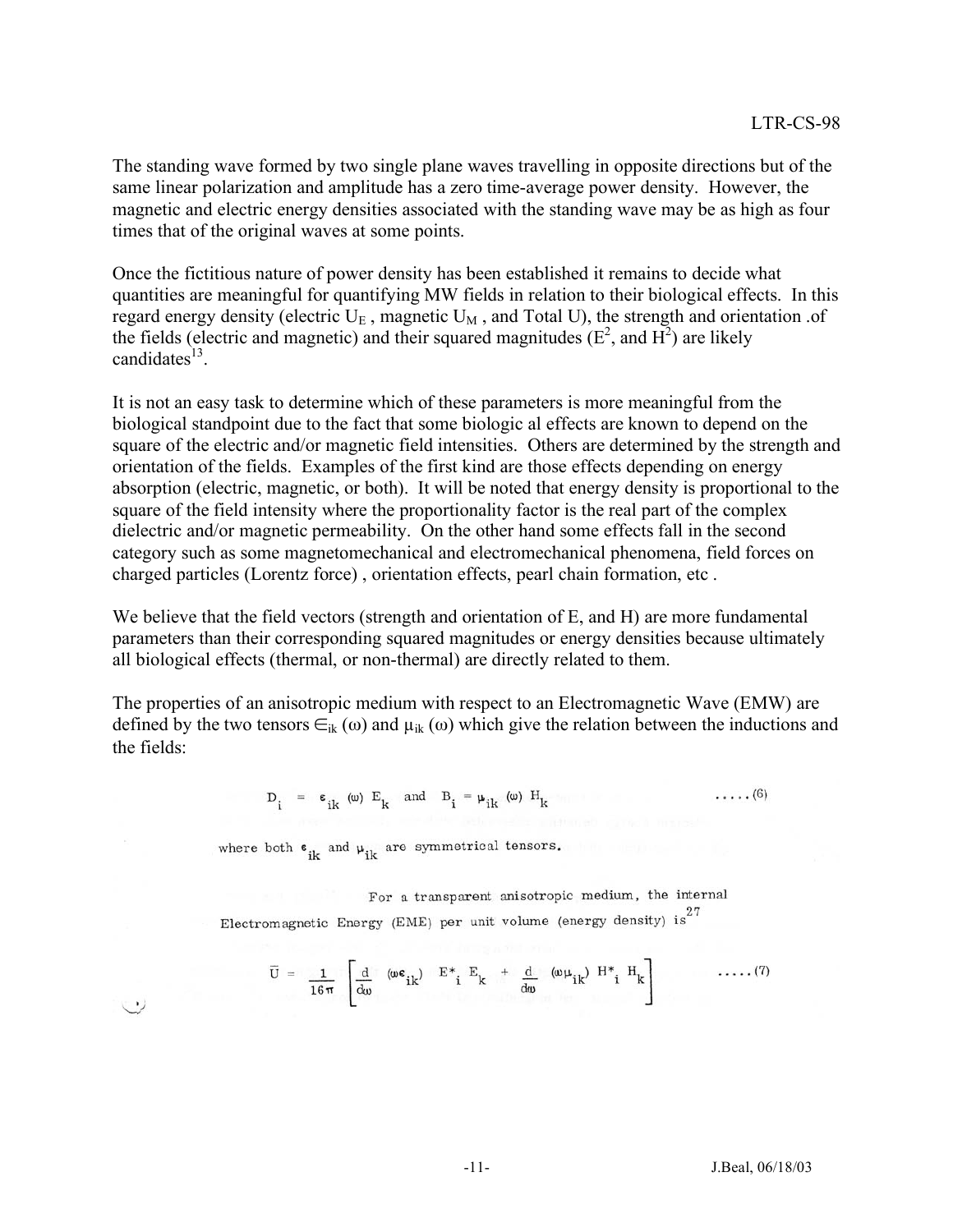The standing wave formed by two single plane waves travelling in opposite directions but of the same linear polarization and amplitude has a zero time-average power density. However, the magnetic and electric energy densities associated with the standing wave may be as high as four times that of the original waves at some points.

Once the fictitious nature of power density has been established it remains to decide what quantities are meaningful for quantifying MW fields in relation to their biological effects. In this regard energy density (electric $U_E$ , magnetic $U_M$ , and Total U), the strength and orientation .of the fields (electric and magnetic) and their squared magnitudes ($E^2$, and $H^2$) are likely candidates[13].

It is not an easy task to determine which of these parameters is more meaningful from the biological standpoint due to the fact that some biologic al effects are known to depend on the square of the electric and/or magnetic field intensities. Others are determined by the strength and orientation of the fields. Examples of the first kind are those effects depending on energy absorption (electric, magnetic, or both). It will be noted that energy density is proportional to the square of the field intensity where the proportionality factor is the real part of the complex dielectric and/or magnetic permeability. On the other hand some effects fall in the second category such as some magnetomechanical and electromechanical phenomena, field forces on charged particles (Lorentz force) , orientation effects, pearl chain formation, etc .

We believe that the field vectors (strength and orientation of E, and H) are more fundamental parameters than their corresponding squared magnitudes or energy densities because ultimately all biological effects (thermal, or non-thermal) are directly related to them.

The properties of an anisotropic medium with respect to an Electromagnetic Wave (EMW) are defined by the two tensors $\in_{ik}(\omega)$ and $\mu_{ik}(\omega)$ which give the relation between the inductions and the fields:

$$D_i = \epsilon_{ik}(\omega)\, E_k \quad \text{and} \quad B_i = \mu_{ik}(\omega)\, H_k \qquad \ldots\ldots (6)$$

where both $\epsilon_{ik}$ and $\mu_{ik}$ are symmetrical tensors.

For a transparent anisotropic medium, the internal Electromagnetic Energy (EME) per unit volume (energy density) is[27]

$$\bar{U} = \frac{1}{16\pi}\left[\frac{d}{d\omega}(\omega\epsilon_{ik})\, E^*_i\, E_k + \frac{d}{d\omega}(\omega\mu_{ik})\, H^*_i\, H_k\right] \qquad \ldots\ldots (7)$$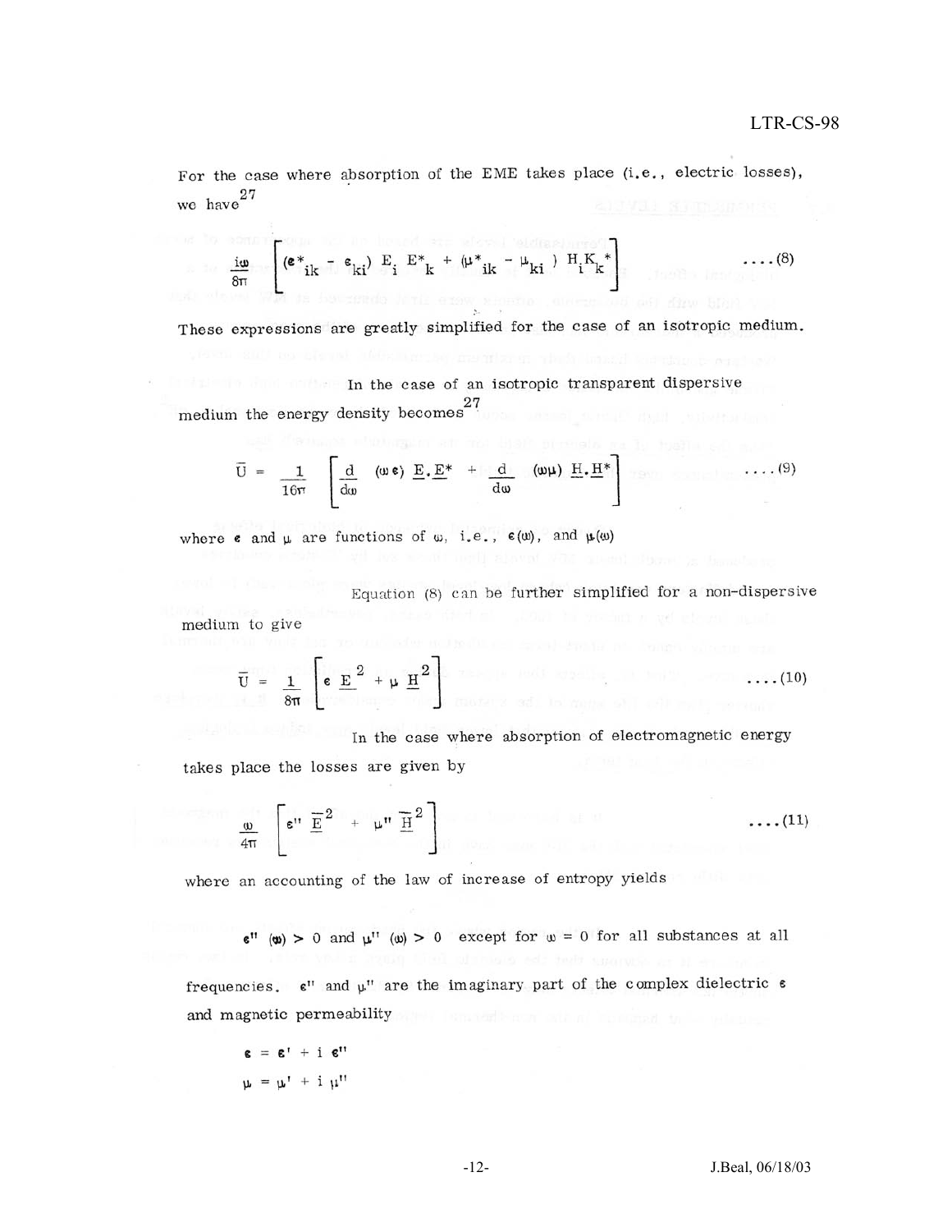For the case where absorption of the EME takes place (i.e., electric losses), we have[27]

$$\frac{i\omega}{8\pi}\left[(\epsilon^*_{ik} - \epsilon_{ki})\, E_i\, E^*_k + (\mu^*_{ik} - \mu_{ki})\, H_i K_k{}^*\right] \qquad \ldots.(8)$$

These expressions are greatly simplified for the case of an isotropic medium.

In the case of an isotropic transparent dispersive medium the energy density becomes[27]

$$\bar{U} = \frac{1}{16\pi}\left[\frac{d}{d\omega}\,(\omega\,\epsilon)\,\underline{E}.\underline{E}^* + \frac{d}{d\omega}\,(\omega\mu)\,\underline{H}.\underline{H}^*\right] \qquad \ldots.(9)$$

where $\epsilon$ and $\mu$ are functions of $\omega$, i.e., $\epsilon(\omega)$, and $\mu(\omega)$

Equation (8) can be further simplified for a non-dispersive medium to give

$$\bar{U} = \frac{1}{8\pi}\left[\epsilon\,\underline{E}^2 + \mu\,\underline{H}^2\right] \qquad \ldots.(10)$$

In the case where absorption of electromagnetic energy takes place the losses are given by

$$\frac{\omega}{4\pi}\left[\epsilon''\,\overline{E}^2 + \mu''\,\overline{H}^2\right] \qquad \ldots.(11)$$

where an accounting of the law of increase of entropy yields

$\epsilon''(\omega) > 0$ and $\mu''(\omega) > 0$ except for $\omega = 0$ for all substances at all frequencies. $\epsilon''$ and $\mu''$ are the imaginary part of the complex dielectric $\epsilon$ and magnetic permeability

$\epsilon = \epsilon' + i\,\epsilon''$

$\mu = \mu' + i\,\mu''$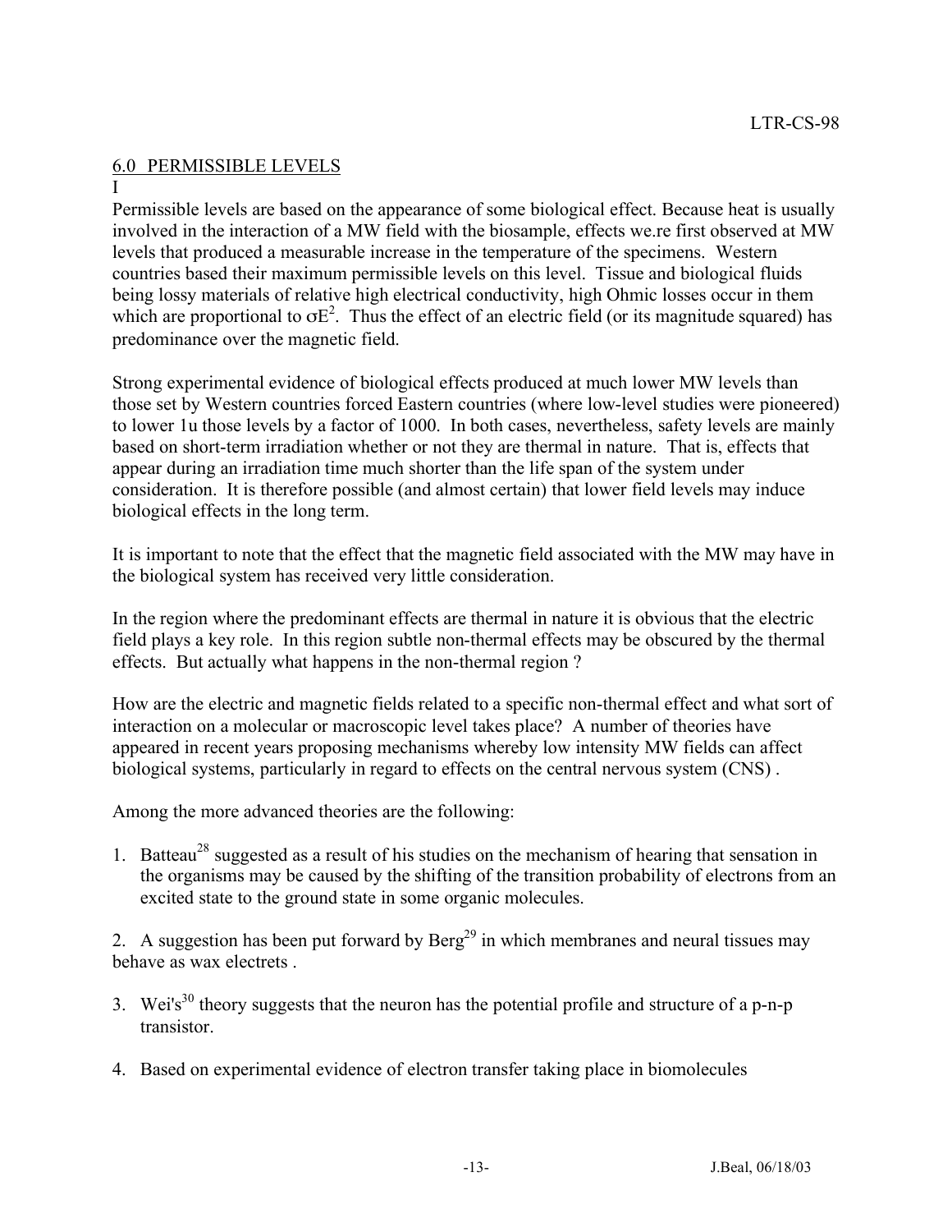## 6.0 PERMISSIBLE LEVELS

I

Permissible levels are based on the appearance of some biological effect. Because heat is usually involved in the interaction of a MW field with the biosample, effects we.re first observed at MW levels that produced a measurable increase in the temperature of the specimens. Western countries based their maximum permissible levels on this level. Tissue and biological fluids being lossy materials of relative high electrical conductivity, high Ohmic losses occur in them which are proportional to $\sigma E^2$. Thus the effect of an electric field (or its magnitude squared) has predominance over the magnetic field.

Strong experimental evidence of biological effects produced at much lower MW levels than those set by Western countries forced Eastern countries (where low-level studies were pioneered) to lower 1u those levels by a factor of 1000. In both cases, nevertheless, safety levels are mainly based on short-term irradiation whether or not they are thermal in nature. That is, effects that appear during an irradiation time much shorter than the life span of the system under consideration. It is therefore possible (and almost certain) that lower field levels may induce biological effects in the long term.

It is important to note that the effect that the magnetic field associated with the MW may have in the biological system has received very little consideration.

In the region where the predominant effects are thermal in nature it is obvious that the electric field plays a key role. In this region subtle non-thermal effects may be obscured by the thermal effects. But actually what happens in the non-thermal region ?

How are the electric and magnetic fields related to a specific non-thermal effect and what sort of interaction on a molecular or macroscopic level takes place? A number of theories have appeared in recent years proposing mechanisms whereby low intensity MW fields can affect biological systems, particularly in regard to effects on the central nervous system (CNS) .

Among the more advanced theories are the following:

1. Batteau[28] suggested as a result of his studies on the mechanism of hearing that sensation in the organisms may be caused by the shifting of the transition probability of electrons from an excited state to the ground state in some organic molecules.

2. A suggestion has been put forward by Berg[29] in which membranes and neural tissues may behave as wax electrets .

3. Wei's[30] theory suggests that the neuron has the potential profile and structure of a p-n-p transistor.

4. Based on experimental evidence of electron transfer taking place in biomolecules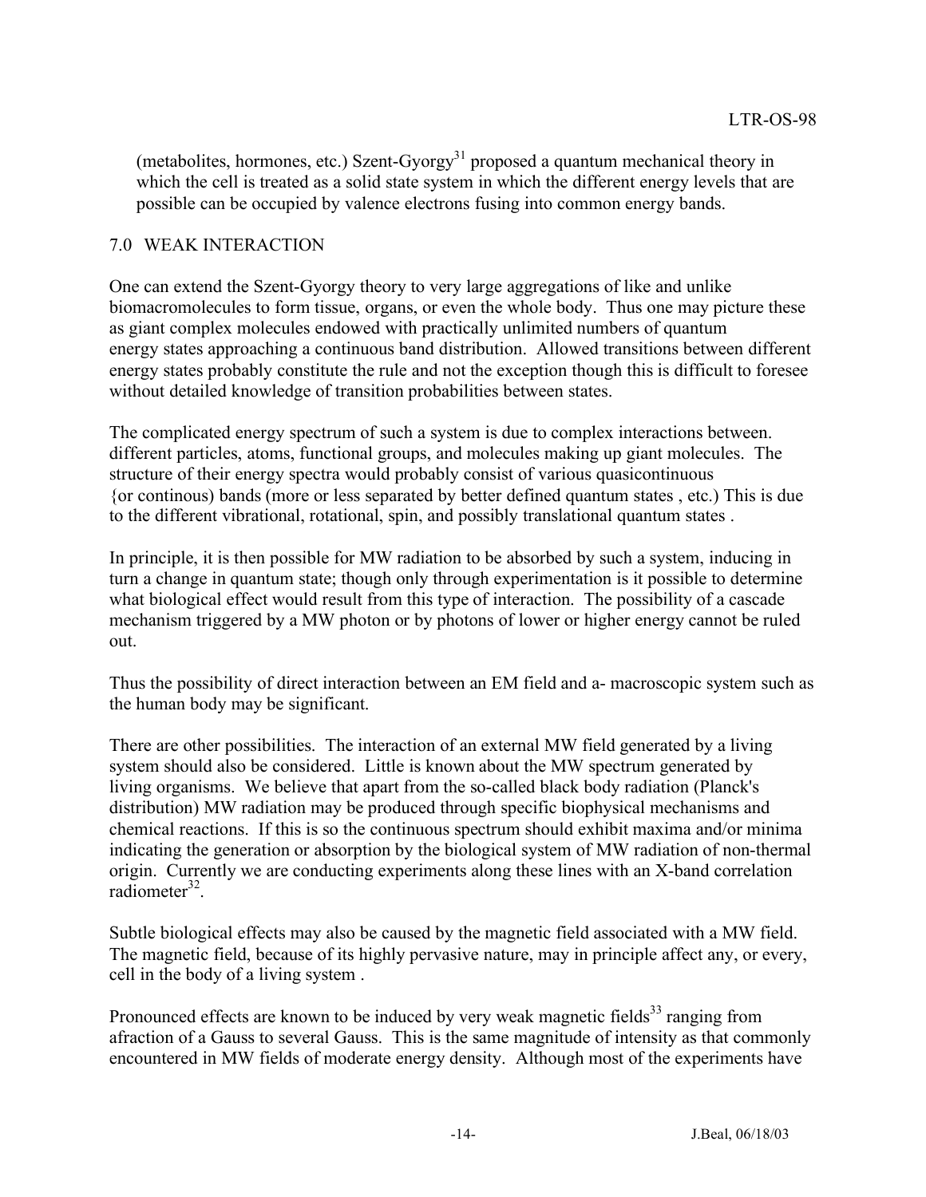(metabolites, hormones, etc.) Szent-Gyorgy[31] proposed a quantum mechanical theory in which the cell is treated as a solid state system in which the different energy levels that are possible can be occupied by valence electrons fusing into common energy bands.

## 7.0 WEAK INTERACTION

One can extend the Szent-Gyorgy theory to very large aggregations of like and unlike biomacromolecules to form tissue, organs, or even the whole body. Thus one may picture these as giant complex molecules endowed with practically unlimited numbers of quantum energy states approaching a continuous band distribution. Allowed transitions between different energy states probably constitute the rule and not the exception though this is difficult to foresee without detailed knowledge of transition probabilities between states.

The complicated energy spectrum of such a system is due to complex interactions between. different particles, atoms, functional groups, and molecules making up giant molecules. The structure of their energy spectra would probably consist of various quasicontinuous {or continous) bands (more or less separated by better defined quantum states , etc.) This is due to the different vibrational, rotational, spin, and possibly translational quantum states .

In principle, it is then possible for MW radiation to be absorbed by such a system, inducing in turn a change in quantum state; though only through experimentation is it possible to determine what biological effect would result from this type of interaction. The possibility of a cascade mechanism triggered by a MW photon or by photons of lower or higher energy cannot be ruled out.

Thus the possibility of direct interaction between an EM field and a- macroscopic system such as the human body may be significant.

There are other possibilities. The interaction of an external MW field generated by a living system should also be considered. Little is known about the MW spectrum generated by living organisms. We believe that apart from the so-called black body radiation (Planck's distribution) MW radiation may be produced through specific biophysical mechanisms and chemical reactions. If this is so the continuous spectrum should exhibit maxima and/or minima indicating the generation or absorption by the biological system of MW radiation of non-thermal origin. Currently we are conducting experiments along these lines with an X-band correlation radiometer[32].

Subtle biological effects may also be caused by the magnetic field associated with a MW field. The magnetic field, because of its highly pervasive nature, may in principle affect any, or every, cell in the body of a living system .

Pronounced effects are known to be induced by very weak magnetic fields[33] ranging from afraction of a Gauss to several Gauss. This is the same magnitude of intensity as that commonly encountered in MW fields of moderate energy density. Although most of the experiments have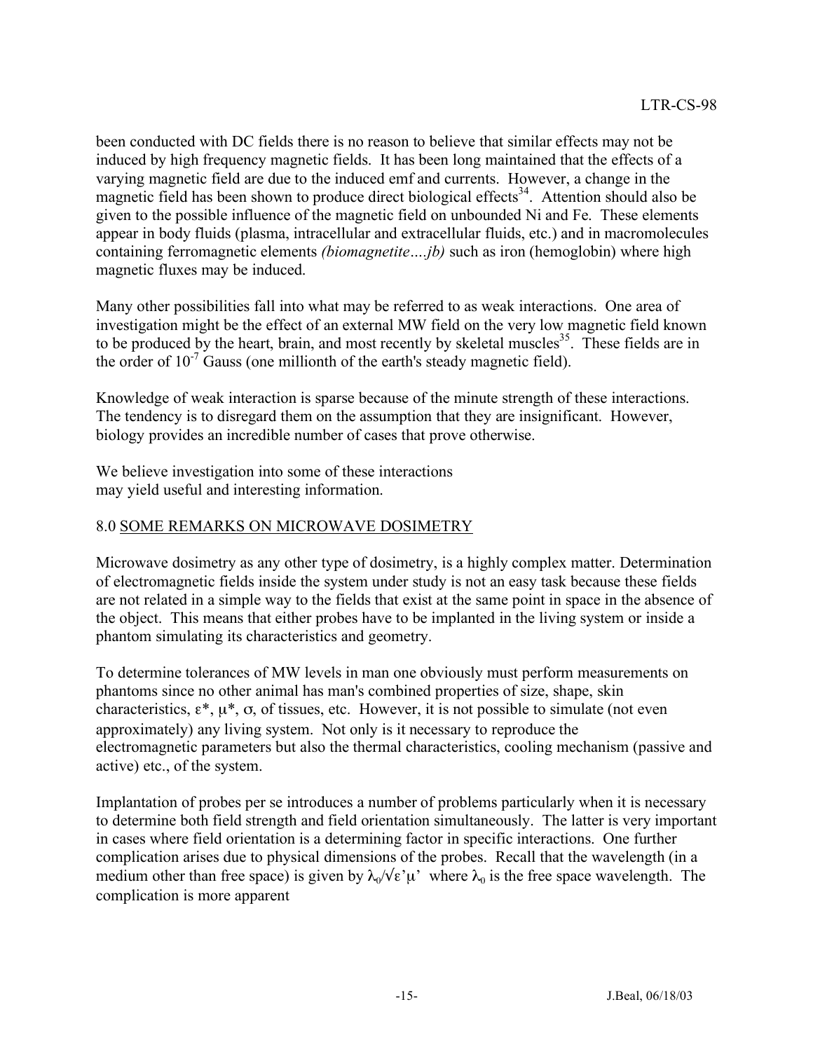been conducted with DC fields there is no reason to believe that similar effects may not be induced by high frequency magnetic fields. It has been long maintained that the effects of a varying magnetic field are due to the induced emf and currents. However, a change in the magnetic field has been shown to produce direct biological effects[34]. Attention should also be given to the possible influence of the magnetic field on unbounded Ni and Fe. These elements appear in body fluids (plasma, intracellular and extracellular fluids, etc.) and in macromolecules containing ferromagnetic elements *(biomagnetite….jb)* such as iron (hemoglobin) where high magnetic fluxes may be induced.

Many other possibilities fall into what may be referred to as weak interactions. One area of investigation might be the effect of an external MW field on the very low magnetic field known to be produced by the heart, brain, and most recently by skeletal muscles[35]. These fields are in the order of $10^{-7}$ Gauss (one millionth of the earth's steady magnetic field).

Knowledge of weak interaction is sparse because of the minute strength of these interactions. The tendency is to disregard them on the assumption that they are insignificant. However, biology provides an incredible number of cases that prove otherwise.

We believe investigation into some of these interactions may yield useful and interesting information.

## 8.0 SOME REMARKS ON MICROWAVE DOSIMETRY

Microwave dosimetry as any other type of dosimetry, is a highly complex matter. Determination of electromagnetic fields inside the system under study is not an easy task because these fields are not related in a simple way to the fields that exist at the same point in space in the absence of the object. This means that either probes have to be implanted in the living system or inside a phantom simulating its characteristics and geometry.

To determine tolerances of MW levels in man one obviously must perform measurements on phantoms since no other animal has man's combined properties of size, shape, skin characteristics, $\varepsilon^*$, $\mu^*$, $\sigma$, of tissues, etc. However, it is not possible to simulate (not even approximately) any living system. Not only is it necessary to reproduce the electromagnetic parameters but also the thermal characteristics, cooling mechanism (passive and active) etc., of the system.

Implantation of probes per se introduces a number of problems particularly when it is necessary to determine both field strength and field orientation simultaneously. The latter is very important in cases where field orientation is a determining factor in specific interactions. One further complication arises due to physical dimensions of the probes. Recall that the wavelength (in a medium other than free space) is given by $\lambda_0/\sqrt{\varepsilon'\mu'}$ where $\lambda_0$ is the free space wavelength. The complication is more apparent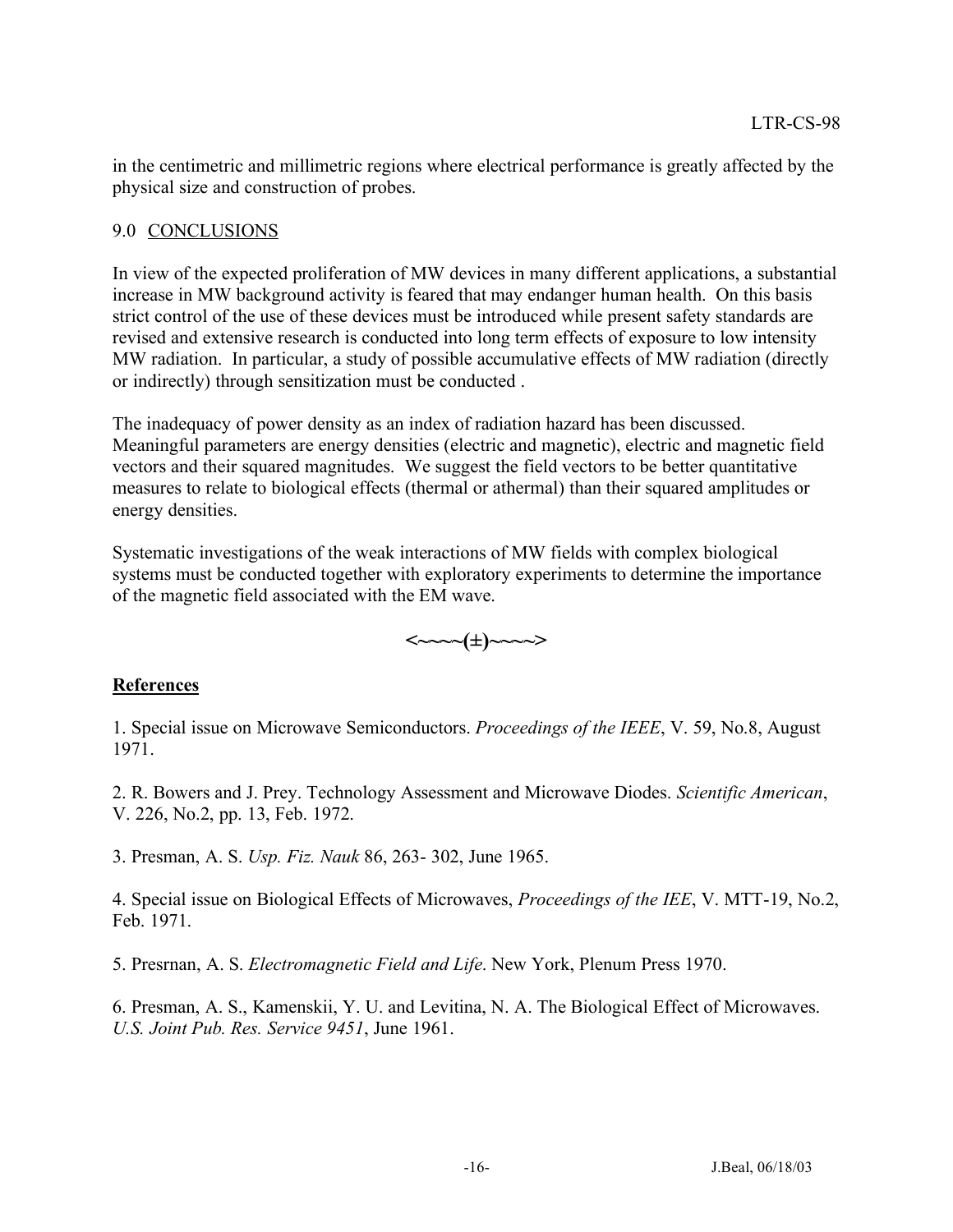in the centimetric and millimetric regions where electrical performance is greatly affected by the physical size and construction of probes.

## 9.0 CONCLUSIONS

In view of the expected proliferation of MW devices in many different applications, a substantial increase in MW background activity is feared that may endanger human health. On this basis strict control of the use of these devices must be introduced while present safety standards are revised and extensive research is conducted into long term effects of exposure to low intensity MW radiation. In particular, a study of possible accumulative effects of MW radiation (directly or indirectly) through sensitization must be conducted .

The inadequacy of power density as an index of radiation hazard has been discussed. Meaningful parameters are energy densities (electric and magnetic), electric and magnetic field vectors and their squared magnitudes. We suggest the field vectors to be better quantitative measures to relate to biological effects (thermal or athermal) than their squared amplitudes or energy densities.

Systematic investigations of the weak interactions of MW fields with complex biological systems must be conducted together with exploratory experiments to determine the importance of the magnetic field associated with the EM wave.

**<~~~~(±)~~~~>**

## References

1. Special issue on Microwave Semiconductors. *Proceedings of the IEEE*, V. 59, No.8, August 1971.

2. R. Bowers and J. Prey. Technology Assessment and Microwave Diodes. *Scientific American*, V. 226, No.2, pp. 13, Feb. 1972.

3. Presman, A. S. *Usp. Fiz. Nauk* 86, 263- 302, June 1965.

4. Special issue on Biological Effects of Microwaves, *Proceedings of the IEE*, V. MTT-19, No.2, Feb. 1971.

5. Presrnan, A. S. *Electromagnetic Field and Life*. New York, Plenum Press 1970.

6. Presman, A. S., Kamenskii, Y. U. and Levitina, N. A. The Biological Effect of Microwaves. *U.S. Joint Pub. Res. Service 9451*, June 1961.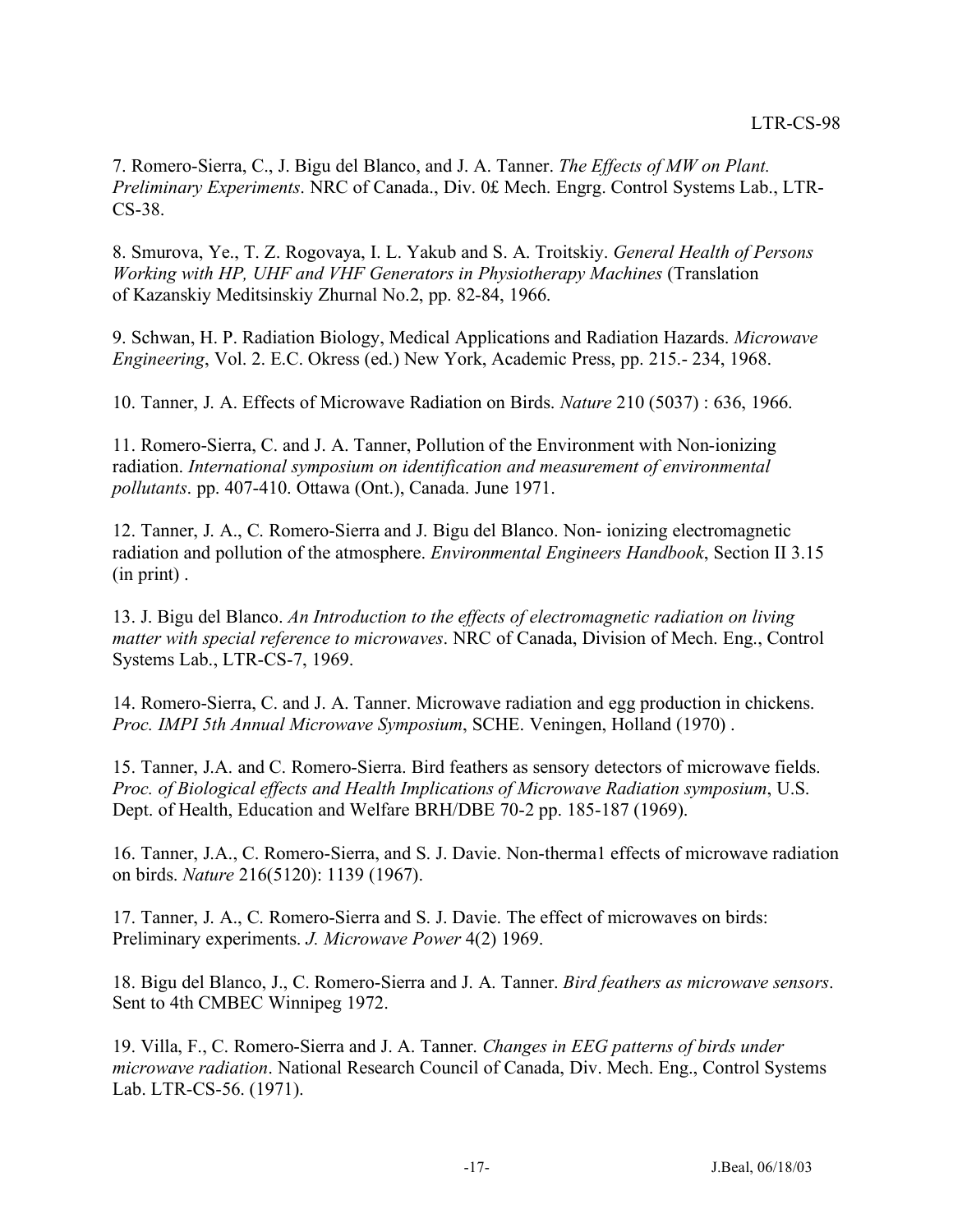7. Romero-Sierra, C., J. Bigu del Blanco, and J. A. Tanner. *The Effects of MW on Plant. Preliminary Experiments*. NRC of Canada., Div. 0£ Mech. Engrg. Control Systems Lab., LTR-CS-38.

8. Smurova, Ye., T. Z. Rogovaya, I. L. Yakub and S. A. Troitskiy. *General Health of Persons Working with HP, UHF and VHF Generators in Physiotherapy Machines* (Translation of Kazanskiy Meditsinskiy Zhurnal No.2, pp. 82-84, 1966.

9. Schwan, H. P. Radiation Biology, Medical Applications and Radiation Hazards. *Microwave Engineering*, Vol. 2. E.C. Okress (ed.) New York, Academic Press, pp. 215.- 234, 1968.

10. Tanner, J. A. Effects of Microwave Radiation on Birds. *Nature* 210 (5037) : 636, 1966.

11. Romero-Sierra, C. and J. A. Tanner, Pollution of the Environment with Non-ionizing radiation. *International symposium on identification and measurement of environmental pollutants*. pp. 407-410. Ottawa (Ont.), Canada. June 1971.

12. Tanner, J. A., C. Romero-Sierra and J. Bigu del Blanco. Non- ionizing electromagnetic radiation and pollution of the atmosphere. *Environmental Engineers Handbook*, Section II 3.15 (in print) .

13. J. Bigu del Blanco. *An Introduction to the effects of electromagnetic radiation on living matter with special reference to microwaves*. NRC of Canada, Division of Mech. Eng., Control Systems Lab., LTR-CS-7, 1969.

14. Romero-Sierra, C. and J. A. Tanner. Microwave radiation and egg production in chickens. *Proc. IMPI 5th Annual Microwave Symposium*, SCHE. Veningen, Holland (1970) .

15. Tanner, J.A. and C. Romero-Sierra. Bird feathers as sensory detectors of microwave fields. *Proc. of Biological effects and Health Implications of Microwave Radiation symposium*, U.S. Dept. of Health, Education and Welfare BRH/DBE 70-2 pp. 185-187 (1969).

16. Tanner, J.A., C. Romero-Sierra, and S. J. Davie. Non-therma1 effects of microwave radiation on birds. *Nature* 216(5120): 1139 (1967).

17. Tanner, J. A., C. Romero-Sierra and S. J. Davie. The effect of microwaves on birds: Preliminary experiments. *J. Microwave Power* 4(2) 1969.

18. Bigu del Blanco, J., C. Romero-Sierra and J. A. Tanner. *Bird feathers as microwave sensors*. Sent to 4th CMBEC Winnipeg 1972.

19. Villa, F., C. Romero-Sierra and J. A. Tanner. *Changes in EEG patterns of birds under microwave radiation*. National Research Council of Canada, Div. Mech. Eng., Control Systems Lab. LTR-CS-56. (1971).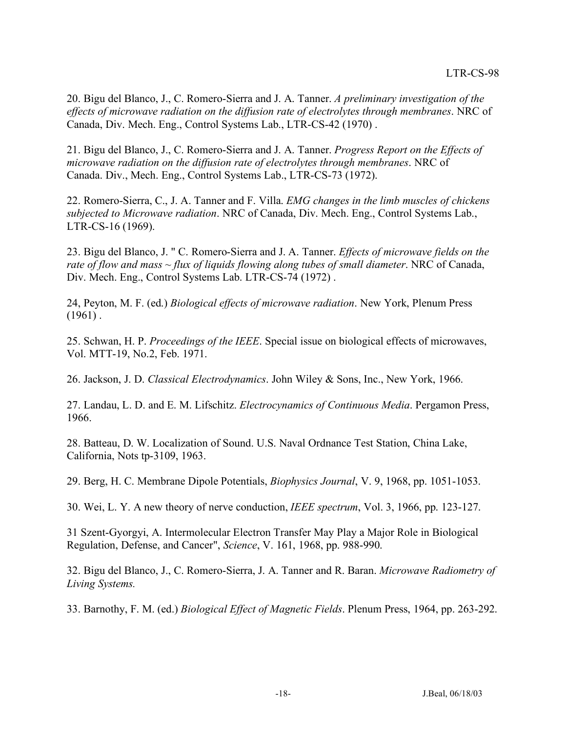20. Bigu del Blanco, J., C. Romero-Sierra and J. A. Tanner. *A preliminary investigation of the effects of microwave radiation on the diffusion rate of electrolytes through membranes*. NRC of Canada, Div. Mech. Eng., Control Systems Lab., LTR-CS-42 (1970) .

21. Bigu del Blanco, J., C. Romero-Sierra and J. A. Tanner. *Progress Report on the Effects of microwave radiation on the diffusion rate of electrolytes through membranes*. NRC of Canada. Div., Mech. Eng., Control Systems Lab., LTR-CS-73 (1972).

22. Romero-Sierra, C., J. A. Tanner and F. Villa. *EMG changes in the limb muscles of chickens subjected to Microwave radiation*. NRC of Canada, Div. Mech. Eng., Control Systems Lab., LTR-CS-16 (1969).

23. Bigu del Blanco, J. " C. Romero-Sierra and J. A. Tanner. *Effects of microwave fields on the rate of flow and mass ~ flux of liquids flowing along tubes of small diameter*. NRC of Canada, Div. Mech. Eng., Control Systems Lab. LTR-CS-74 (1972) .

24, Peyton, M. F. (ed.) *Biological effects of microwave radiation*. New York, Plenum Press (1961) .

25. Schwan, H. P. *Proceedings of the IEEE*. Special issue on biological effects of microwaves, Vol. MTT-19, No.2, Feb. 1971.

26. Jackson, J. D. *Classical Electrodynamics*. John Wiley & Sons, Inc., New York, 1966.

27. Landau, L. D. and E. M. Lifschitz. *Electrocynamics of Continuous Media*. Pergamon Press, 1966.

28. Batteau, D. W. Localization of Sound. U.S. Naval Ordnance Test Station, China Lake, California, Nots tp-3109, 1963.

29. Berg, H. C. Membrane Dipole Potentials, *Biophysics Journal*, V. 9, 1968, pp. 1051-1053.

30. Wei, L. Y. A new theory of nerve conduction, *IEEE spectrum*, Vol. 3, 1966, pp. 123-127.

31 Szent-Gyorgyi, A. Intermolecular Electron Transfer May Play a Major Role in Biological Regulation, Defense, and Cancer", *Science*, V. 161, 1968, pp. 988-990.

32. Bigu del Blanco, J., C. Romero-Sierra, J. A. Tanner and R. Baran. *Microwave Radiometry of Living Systems.*

33. Barnothy, F. M. (ed.) *Biological Effect of Magnetic Fields*. Plenum Press, 1964, pp. 263-292.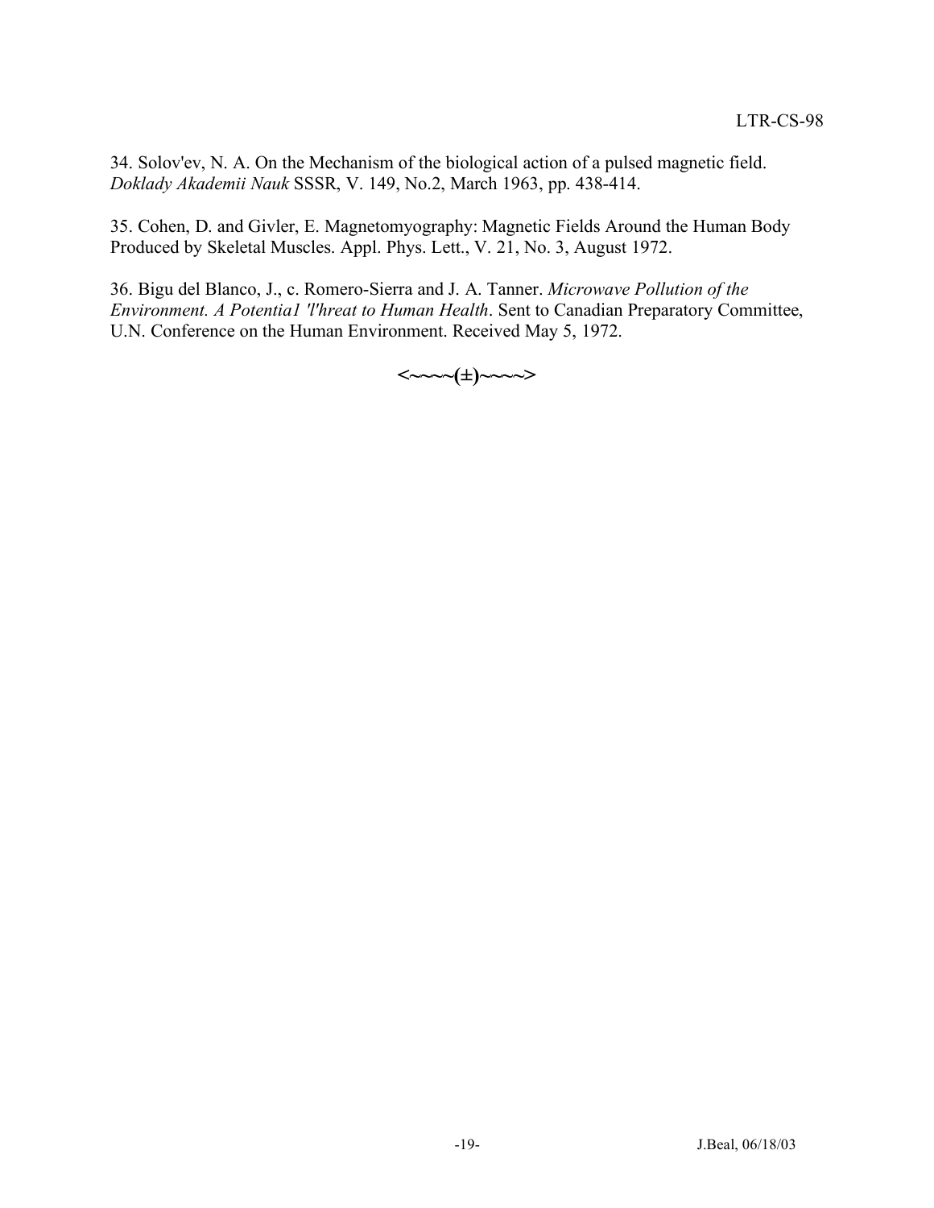34. Solov'ev, N. A. On the Mechanism of the biological action of a pulsed magnetic field. *Doklady Akademii Nauk* SSSR, V. 149, No.2, March 1963, pp. 438-414.

35. Cohen, D. and Givler, E. Magnetomyography: Magnetic Fields Around the Human Body Produced by Skeletal Muscles. Appl. Phys. Lett., V. 21, No. 3, August 1972.

36. Bigu del Blanco, J., c. Romero-Sierra and J. A. Tanner. *Microwave Pollution of the Environment. A Potentia1 'l'hreat to Human Health*. Sent to Canadian Preparatory Committee, U.N. Conference on the Human Environment. Received May 5, 1972.

**<~~~~(±)~~~~>**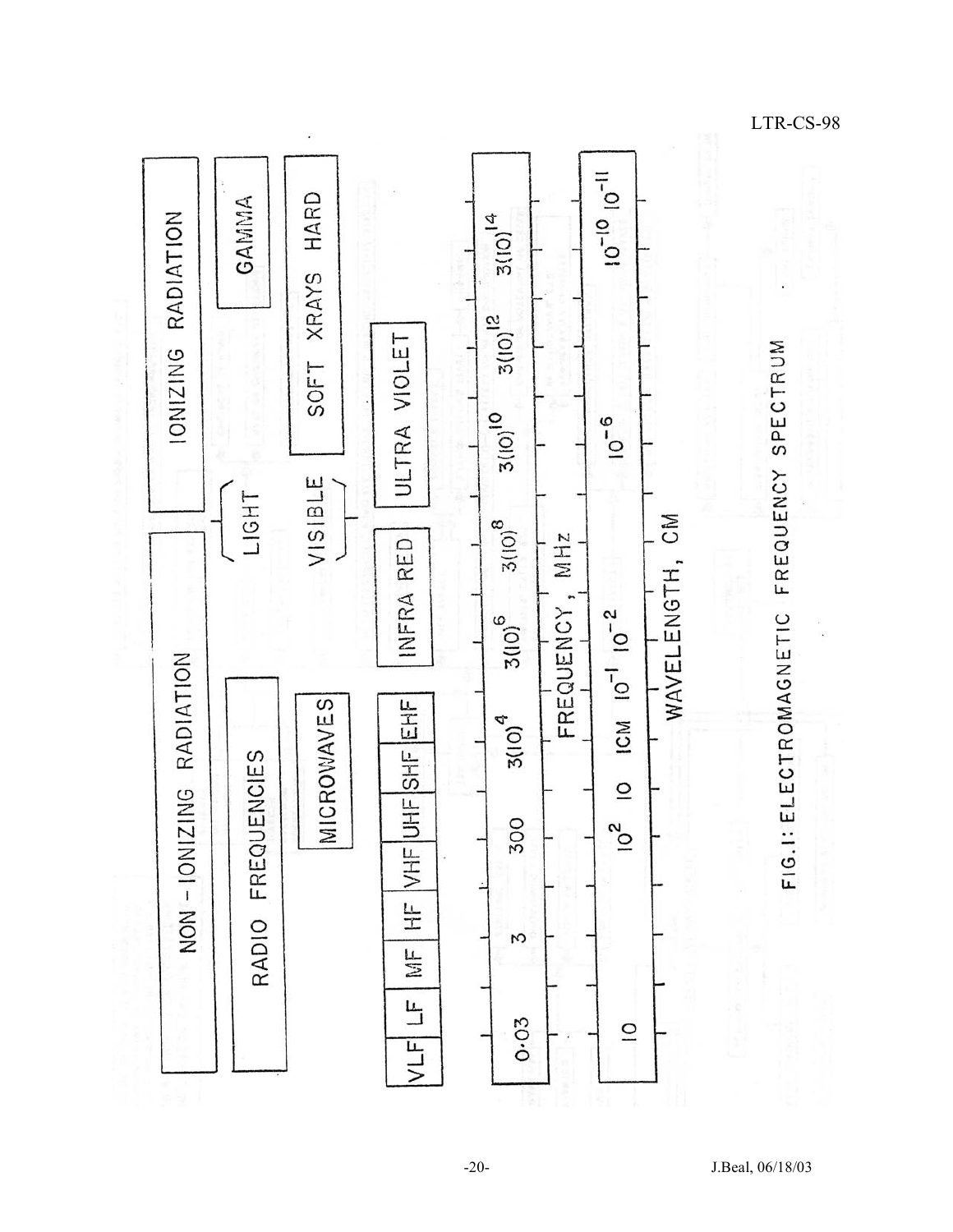NON-IONIZING RADIATION | IONIZING RADIATION

RADIO FREQUENCIES | LIGHT | GAMMA

MICROWAVES | VISIBLE | SOFT XRAYS HARD

VLF | LF | MF | HF | VHF | UHF | SHF | EHF | INFRA RED | ULTRA VIOLET

FREQUENCY, MHz: 0.03 | 3 | 300 | $3(10)^4$ | $3(10)^6$ | $3(10)^8$ | $3(10)^{10}$ | $3(10)^{12}$ | $3(10)^{14}$

WAVELENGTH, CM: 10 | $10^2$ | 10 | 1CM | $10^{-1}$ | $10^{-2}$ | $10^{-6}$ | $10^{-10}$ | $10^{-11}$

FIG.1: ELECTROMAGNETIC FREQUENCY SPECTRUM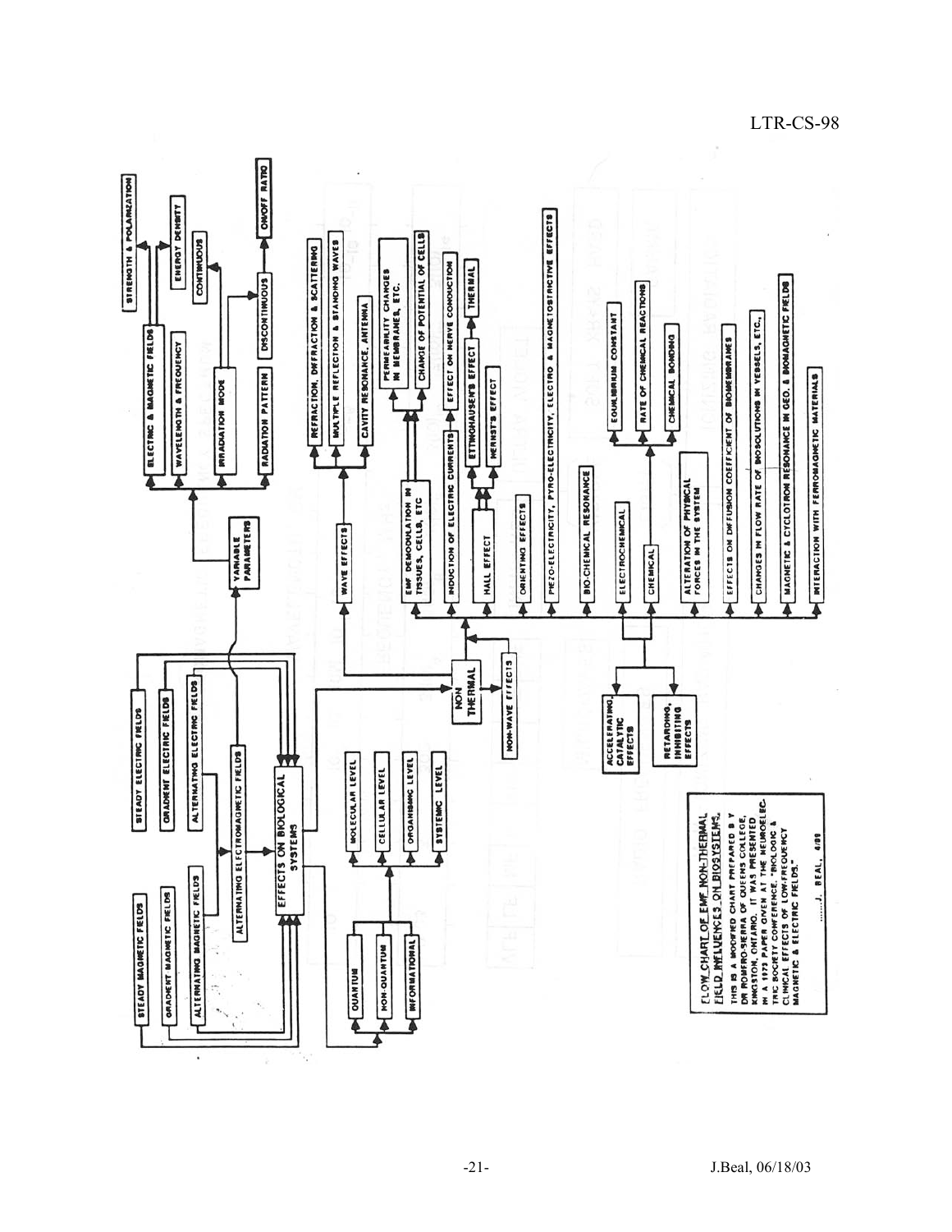STEADY MAGNETIC FIELDS

GRADIENT MAGNETIC FIELDS

ALTERNATING MAGNETIC FIELDS

STEADY ELECTRIC FIELDS

GRADIENT ELECTRIC FIELDS

ALTERNATING ELECTRIC FIELDS

ALTERNATING ELECTROMAGNETIC FIELDS

EFFECTS ON BIOLOGICAL SYSTEMS

QUANTUM

NON-QUANTUM

INFORMATIONAL

MOLECULAR LEVEL

CELLULAR LEVEL

ORGANISMIC LEVEL

SYSTEMIC LEVEL

VARIABLE PARAMETERS

ELECTRIC & MAGNETIC FIELDS

STRENGTH & POLARIZATION

WAVELENGTH & FREQUENCY

ENERGY DENSITY

IRRADIATION MODE

CONTINUOUS

DISCONTINUOUS

ON/OFF RATIO

RADIATION PATTERN

NON THERMAL

NON-WAVE EFFECTS

WAVE EFFECTS

REFRACTION, DIFFRACTION & SCATTERING

MULTIPLE REFLECTION & STANDING WAVES

CAVITY RESONANCE, ANTENNA

EMF DEMODULATION IN TISSUES, CELLS, ETC

PERMEABILITY CHANGES IN MEMBRANES, ETC.

CHANGE OF POTENTIAL OF CELLS

INDUCTION OF ELECTRIC CURRENTS

EFFECT ON NERVE CONDUCTION

HALL EFFECT

ETTINGHAUSEN'S EFFECT

THERMAL

NERNST'S EFFECT

ORIENTING EFFECTS

PIEZO-ELECTRICITY, PYRO-ELECTRICITY, ELECTRO & MAGNETOSTRICTIVE EFFECTS

BIO-CHEMICAL RESONANCE

ELECTROCHEMICAL

CHEMICAL

EQUILIBRIUM CONSTANT

RATE OF CHEMICAL REACTIONS

CHEMICAL BONDING

ACCELERATING, CATALYTIC EFFECTS

RETARDING, INHIBITING EFFECTS

ALTERATION OF PHYSICAL FORCES IN THE SYSTEM

EFFECTS ON DIFFUSION COEFFICIENT OF BIOMEMBRANES

CHANGES IN FLOW RATE OF BIOSOLUTIONS IN VESSELS, ETC.,

MAGNETIC & CYCLOTRON RESONANCE IN GEO. & BIOMAGNETIC FIELDS

INTERACTION WITH FERROMAGNETIC MATERIALS

FLOW CHART OF EMF NON-THERMAL FIELD INFLUENCES ON BIOSYSTEMS.

THIS IS A MODIFIED CHART PREPARED BY DR ROMERO-SIERRA OF QUEENS COLLEGE, KINGSTON, ONTARIO. IT WAS PRESENTED IN A 1973 PAPER GIVEN AT THE NEUROELECTRIC SOCIETY CONFERENCE. "BIOLOGIC & CLINICAL EFFECTS OF LOW-FREQUENCY MAGNETIC & ELECTRIC FIELDS."

......J. BEAL, 4/89